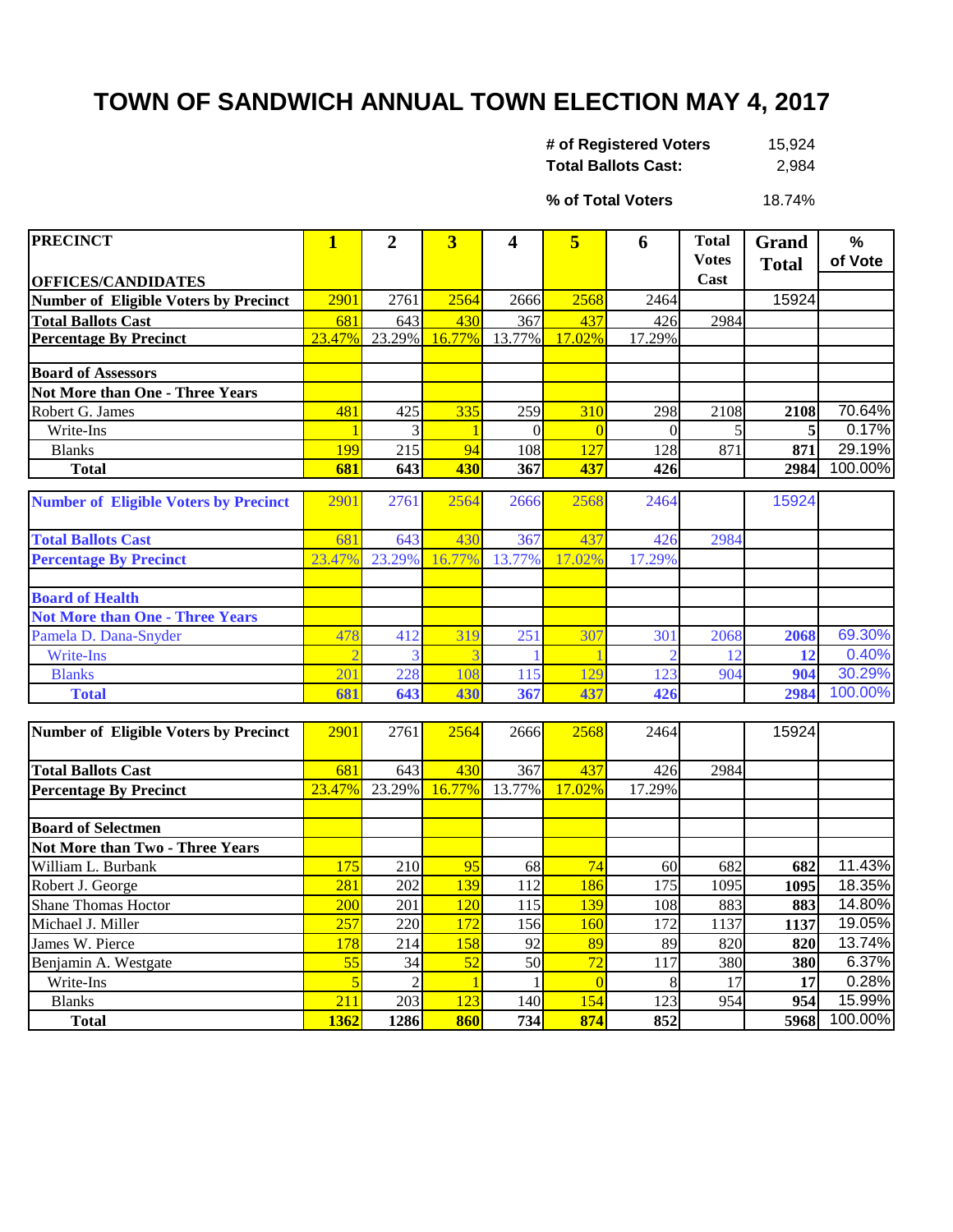# TOWN OF SANDWICH ANNUAL TOWN ELECTION MAY 4, 2017

| | |
|---|---|
| **# of Registered Voters** | 15,924 |
| **Total Ballots Cast:** | 2,984 |
| **% of Total Voters** | 18.74% |

| PRECINCT / OFFICES/CANDIDATES | 1 | 2 | 3 | 4 | 5 | 6 | Total Votes Cast | Grand Total | % of Vote |
|---|---|---|---|---|---|---|---|---|---|
| **Number of Eligible Voters by Precinct** | 2901 | 2761 | 2564 | 2666 | 2568 | 2464 | | 15924 | |
| **Total Ballots Cast** | 681 | 643 | 430 | 367 | 437 | 426 | 2984 | | |
| **Percentage By Precinct** | 23.47% | 23.29% | 16.77% | 13.77% | 17.02% | 17.29% | | | |
| | | | | | | | | | |
| **Board of Assessors** | | | | | | | | | |
| **Not More than One - Three Years** | | | | | | | | | |
| Robert G. James | 481 | 425 | 335 | 259 | 310 | 298 | 2108 | **2108** | 70.64% |
| Write-Ins | 1 | 3 | 1 | 0 | 0 | 0 | 5 | **5** | 0.17% |
| Blanks | 199 | 215 | 94 | 108 | 127 | 128 | 871 | **871** | 29.19% |
| **Total** | **681** | **643** | **430** | **367** | **437** | **426** | | **2984** | 100.00% |

| PRECINCT / OFFICES/CANDIDATES | 1 | 2 | 3 | 4 | 5 | 6 | Total Votes Cast | Grand Total | % of Vote |
|---|---|---|---|---|---|---|---|---|---|
| **Number of Eligible Voters by Precinct** | 2901 | 2761 | 2564 | 2666 | 2568 | 2464 | | 15924 | |
| **Total Ballots Cast** | 681 | 643 | 430 | 367 | 437 | 426 | 2984 | | |
| **Percentage By Precinct** | 23.47% | 23.29% | 16.77% | 13.77% | 17.02% | 17.29% | | | |
| | | | | | | | | | |
| **Board of Health** | | | | | | | | | |
| **Not More than One - Three Years** | | | | | | | | | |
| Pamela D. Dana-Snyder | 478 | 412 | 319 | 251 | 307 | 301 | 2068 | **2068** | 69.30% |
| Write-Ins | 2 | 3 | 3 | 1 | 1 | 2 | 12 | **12** | 0.40% |
| Blanks | 201 | 228 | 108 | 115 | 129 | 123 | 904 | **904** | 30.29% |
| **Total** | **681** | **643** | **430** | **367** | **437** | **426** | | **2984** | 100.00% |

| PRECINCT / OFFICES/CANDIDATES | 1 | 2 | 3 | 4 | 5 | 6 | Total Votes Cast | Grand Total | % of Vote |
|---|---|---|---|---|---|---|---|---|---|
| **Number of Eligible Voters by Precinct** | 2901 | 2761 | 2564 | 2666 | 2568 | 2464 | | 15924 | |
| **Total Ballots Cast** | 681 | 643 | 430 | 367 | 437 | 426 | 2984 | | |
| **Percentage By Precinct** | 23.47% | 23.29% | 16.77% | 13.77% | 17.02% | 17.29% | | | |
| | | | | | | | | | |
| **Board of Selectmen** | | | | | | | | | |
| **Not More than Two - Three Years** | | | | | | | | | |
| William L. Burbank | 175 | 210 | 95 | 68 | 74 | 60 | 682 | **682** | 11.43% |
| Robert J. George | 281 | 202 | 139 | 112 | 186 | 175 | 1095 | **1095** | 18.35% |
| Shane Thomas Hoctor | 200 | 201 | 120 | 115 | 139 | 108 | 883 | **883** | 14.80% |
| Michael J. Miller | 257 | 220 | 172 | 156 | 160 | 172 | 1137 | **1137** | 19.05% |
| James W. Pierce | 178 | 214 | 158 | 92 | 89 | 89 | 820 | **820** | 13.74% |
| Benjamin A. Westgate | 55 | 34 | 52 | 50 | 72 | 117 | 380 | **380** | 6.37% |
| Write-Ins | 5 | 2 | 1 | 1 | 0 | 8 | 17 | **17** | 0.28% |
| Blanks | 211 | 203 | 123 | 140 | 154 | 123 | 954 | **954** | 15.99% |
| **Total** | **1362** | **1286** | **860** | **734** | **874** | **852** | | **5968** | 100.00% |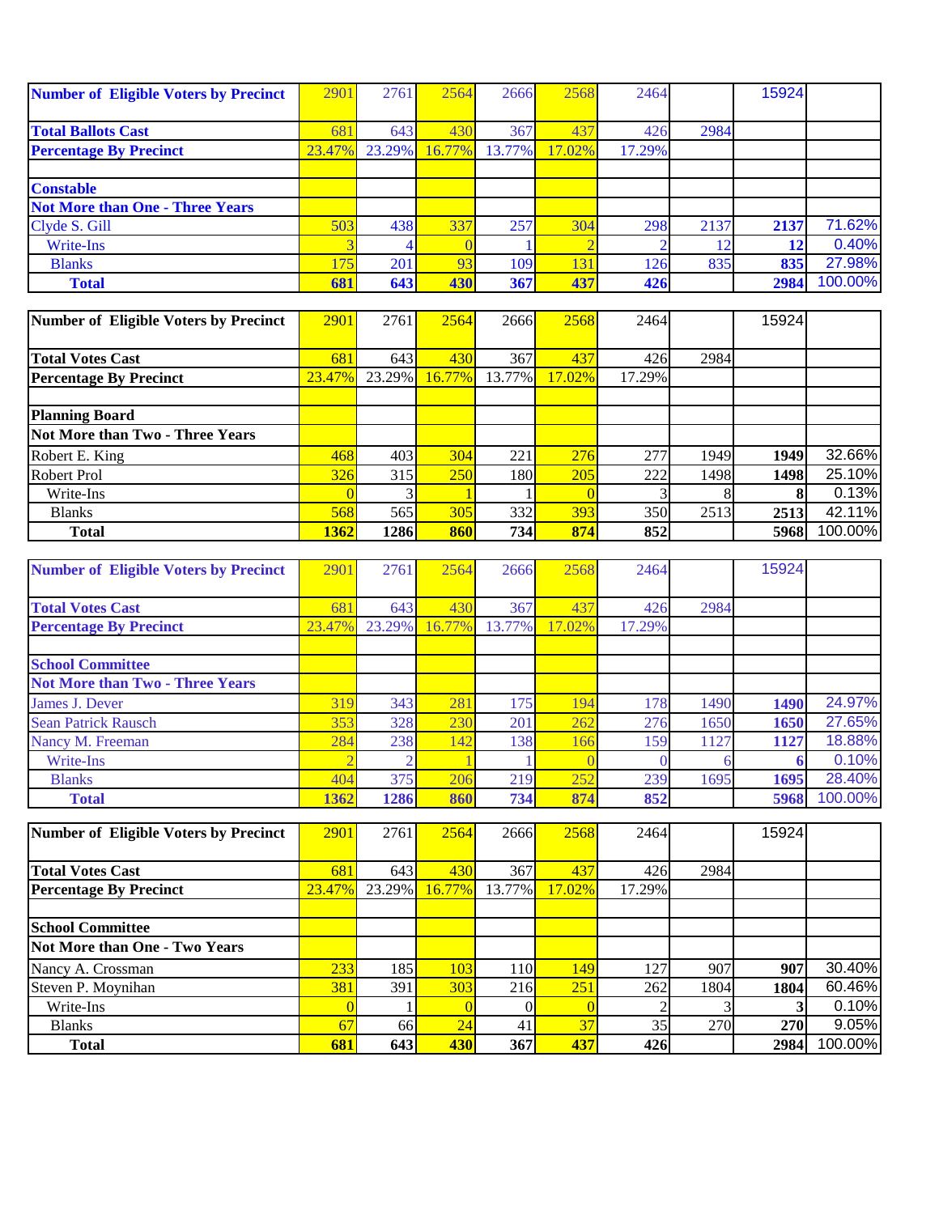| Number of Eligible Voters by Precinct | 2901 | 2761 | 2564 | 2666 | 2568 | 2464 | | 15924 | |
|---|---|---|---|---|---|---|---|---|---|
| Total Ballots Cast | 681 | 643 | 430 | 367 | 437 | 426 | 2984 | | |
| Percentage By Precinct | 23.47% | 23.29% | 16.77% | 13.77% | 17.02% | 17.29% | | | |
| | | | | | | | | | |
| **Constable** | | | | | | | | | |
| **Not More than One - Three Years** | | | | | | | | | |
| Clyde S. Gill | 503 | 438 | 337 | 257 | 304 | 298 | 2137 | **2137** | 71.62% |
| Write-Ins | 3 | 4 | 0 | 1 | 2 | 2 | 12 | **12** | 0.40% |
| Blanks | 175 | 201 | 93 | 109 | 131 | 126 | 835 | **835** | 27.98% |
| **Total** | **681** | **643** | **430** | **367** | **437** | **426** | | **2984** | 100.00% |

| Number of Eligible Voters by Precinct | 2901 | 2761 | 2564 | 2666 | 2568 | 2464 | | 15924 | |
|---|---|---|---|---|---|---|---|---|---|
| Total Votes Cast | 681 | 643 | 430 | 367 | 437 | 426 | 2984 | | |
| Percentage By Precinct | 23.47% | 23.29% | 16.77% | 13.77% | 17.02% | 17.29% | | | |
| | | | | | | | | | |
| **Planning Board** | | | | | | | | | |
| **Not More than Two - Three Years** | | | | | | | | | |
| Robert E. King | 468 | 403 | 304 | 221 | 276 | 277 | 1949 | **1949** | 32.66% |
| Robert Prol | 326 | 315 | 250 | 180 | 205 | 222 | 1498 | **1498** | 25.10% |
| Write-Ins | 0 | 3 | 1 | 1 | 0 | 3 | 8 | **8** | 0.13% |
| Blanks | 568 | 565 | 305 | 332 | 393 | 350 | 2513 | **2513** | 42.11% |
| **Total** | **1362** | **1286** | **860** | **734** | **874** | **852** | | **5968** | 100.00% |

| Number of Eligible Voters by Precinct | 2901 | 2761 | 2564 | 2666 | 2568 | 2464 | | 15924 | |
|---|---|---|---|---|---|---|---|---|---|
| Total Votes Cast | 681 | 643 | 430 | 367 | 437 | 426 | 2984 | | |
| Percentage By Precinct | 23.47% | 23.29% | 16.77% | 13.77% | 17.02% | 17.29% | | | |
| | | | | | | | | | |
| **School Committee** | | | | | | | | | |
| **Not More than Two - Three Years** | | | | | | | | | |
| James J. Dever | 319 | 343 | 281 | 175 | 194 | 178 | 1490 | **1490** | 24.97% |
| Sean Patrick Rausch | 353 | 328 | 230 | 201 | 262 | 276 | 1650 | **1650** | 27.65% |
| Nancy M. Freeman | 284 | 238 | 142 | 138 | 166 | 159 | 1127 | **1127** | 18.88% |
| Write-Ins | 2 | 2 | 1 | 1 | 0 | 0 | 6 | **6** | 0.10% |
| Blanks | 404 | 375 | 206 | 219 | 252 | 239 | 1695 | **1695** | 28.40% |
| **Total** | **1362** | **1286** | **860** | **734** | **874** | **852** | | **5968** | 100.00% |

| Number of Eligible Voters by Precinct | 2901 | 2761 | 2564 | 2666 | 2568 | 2464 | | 15924 | |
|---|---|---|---|---|---|---|---|---|---|
| Total Votes Cast | 681 | 643 | 430 | 367 | 437 | 426 | 2984 | | |
| Percentage By Precinct | 23.47% | 23.29% | 16.77% | 13.77% | 17.02% | 17.29% | | | |
| | | | | | | | | | |
| **School Committee** | | | | | | | | | |
| **Not More than One - Two Years** | | | | | | | | | |
| Nancy A. Crossman | 233 | 185 | 103 | 110 | 149 | 127 | 907 | **907** | 30.40% |
| Steven P. Moynihan | 381 | 391 | 303 | 216 | 251 | 262 | 1804 | **1804** | 60.46% |
| Write-Ins | 0 | 1 | 0 | 0 | 0 | 2 | 3 | **3** | 0.10% |
| Blanks | 67 | 66 | 24 | 41 | 37 | 35 | 270 | **270** | 9.05% |
| **Total** | **681** | **643** | **430** | **367** | **437** | **426** | | **2984** | 100.00% |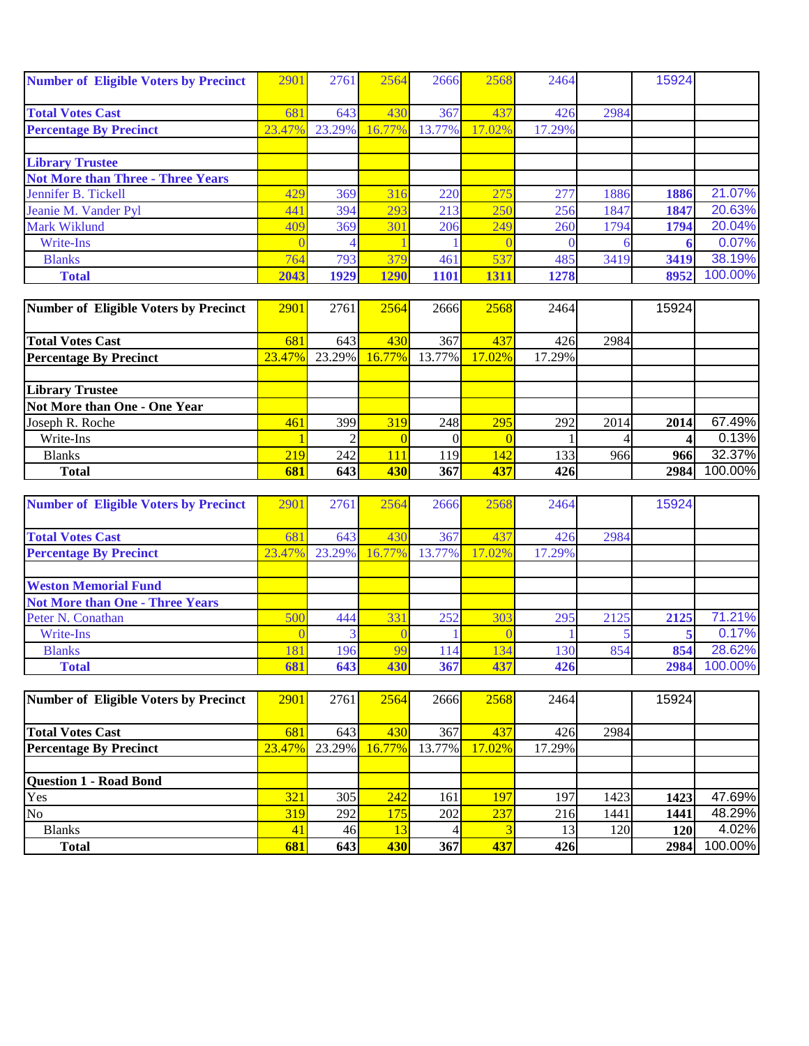| Number of Eligible Voters by Precinct | 2901 | 2761 | 2564 | 2666 | 2568 | 2464 | | 15924 | |
|---|---|---|---|---|---|---|---|---|---|
| Total Votes Cast | 681 | 643 | 430 | 367 | 437 | 426 | 2984 | | |
| Percentage By Precinct | 23.47% | 23.29% | 16.77% | 13.77% | 17.02% | 17.29% | | | |
| | | | | | | | | | |
| Library Trustee | | | | | | | | | |
| Not More than Three - Three Years | | | | | | | | | |
| Jennifer B. Tickell | 429 | 369 | 316 | 220 | 275 | 277 | 1886 | **1886** | 21.07% |
| Jeanie M. Vander Pyl | 441 | 394 | 293 | 213 | 250 | 256 | 1847 | **1847** | 20.63% |
| Mark Wiklund | 409 | 369 | 301 | 206 | 249 | 260 | 1794 | **1794** | 20.04% |
| Write-Ins | 0 | 4 | 1 | 1 | 0 | 0 | 6 | **6** | 0.07% |
| Blanks | 764 | 793 | 379 | 461 | 537 | 485 | 3419 | **3419** | 38.19% |
| **Total** | **2043** | **1929** | **1290** | **1101** | **1311** | **1278** | | **8952** | 100.00% |

| Number of Eligible Voters by Precinct | 2901 | 2761 | 2564 | 2666 | 2568 | 2464 | | 15924 | |
|---|---|---|---|---|---|---|---|---|---|
| Total Votes Cast | 681 | 643 | 430 | 367 | 437 | 426 | 2984 | | |
| Percentage By Precinct | 23.47% | 23.29% | 16.77% | 13.77% | 17.02% | 17.29% | | | |
| | | | | | | | | | |
| Library Trustee | | | | | | | | | |
| Not More than One - One Year | | | | | | | | | |
| Joseph R. Roche | 461 | 399 | 319 | 248 | 295 | 292 | 2014 | **2014** | 67.49% |
| Write-Ins | 1 | 2 | 0 | 0 | 0 | 1 | 4 | **4** | 0.13% |
| Blanks | 219 | 242 | 111 | 119 | 142 | 133 | 966 | **966** | 32.37% |
| **Total** | **681** | **643** | **430** | **367** | **437** | **426** | | **2984** | 100.00% |

| Number of Eligible Voters by Precinct | 2901 | 2761 | 2564 | 2666 | 2568 | 2464 | | 15924 | |
|---|---|---|---|---|---|---|---|---|---|
| Total Votes Cast | 681 | 643 | 430 | 367 | 437 | 426 | 2984 | | |
| Percentage By Precinct | 23.47% | 23.29% | 16.77% | 13.77% | 17.02% | 17.29% | | | |
| | | | | | | | | | |
| Weston Memorial Fund | | | | | | | | | |
| Not More than One - Three Years | | | | | | | | | |
| Peter N. Conathan | 500 | 444 | 331 | 252 | 303 | 295 | 2125 | **2125** | 71.21% |
| Write-Ins | 0 | 3 | 0 | 1 | 0 | 1 | 5 | **5** | 0.17% |
| Blanks | 181 | 196 | 99 | 114 | 134 | 130 | 854 | **854** | 28.62% |
| **Total** | **681** | **643** | **430** | **367** | **437** | **426** | | **2984** | 100.00% |

| Number of Eligible Voters by Precinct | 2901 | 2761 | 2564 | 2666 | 2568 | 2464 | | 15924 | |
|---|---|---|---|---|---|---|---|---|---|
| Total Votes Cast | 681 | 643 | 430 | 367 | 437 | 426 | 2984 | | |
| Percentage By Precinct | 23.47% | 23.29% | 16.77% | 13.77% | 17.02% | 17.29% | | | |
| | | | | | | | | | |
| Question 1 - Road Bond | | | | | | | | | |
| Yes | 321 | 305 | 242 | 161 | 197 | 197 | 1423 | **1423** | 47.69% |
| No | 319 | 292 | 175 | 202 | 237 | 216 | 1441 | **1441** | 48.29% |
| Blanks | 41 | 46 | 13 | 4 | 3 | 13 | 120 | **120** | 4.02% |
| **Total** | **681** | **643** | **430** | **367** | **437** | **426** | | **2984** | 100.00% |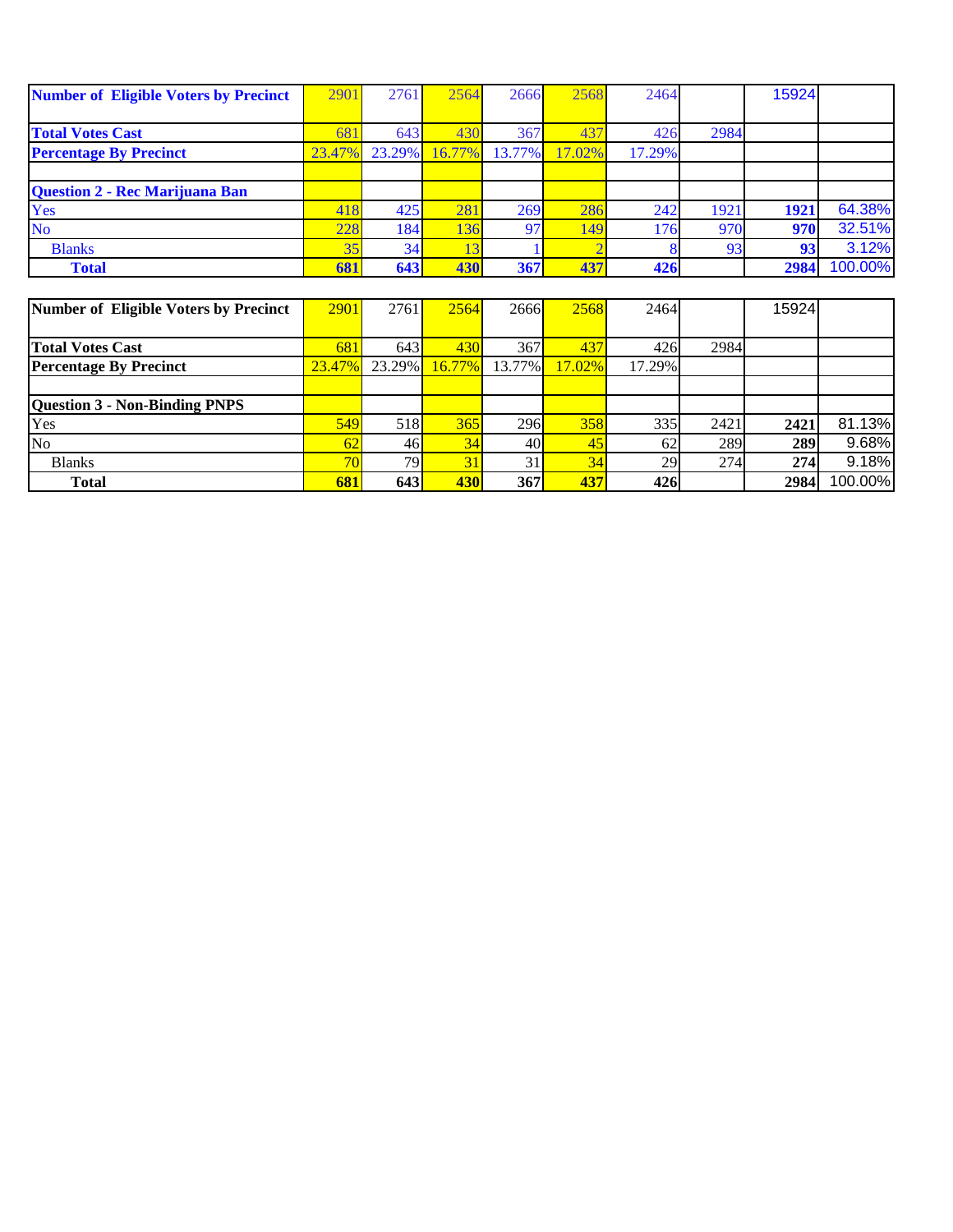| Number of Eligible Voters by Precinct | 2901 | 2761 | 2564 | 2666 | 2568 | 2464 | | 15924 | |
|---|---|---|---|---|---|---|---|---|---|
| **Total Votes Cast** | 681 | 643 | 430 | 367 | 437 | 426 | 2984 | | |
| **Percentage By Precinct** | 23.47% | 23.29% | 16.77% | 13.77% | 17.02% | 17.29% | | | |
| | | | | | | | | | |
| **Question 2 - Rec Marijuana Ban** | | | | | | | | | |
| Yes | 418 | 425 | 281 | 269 | 286 | 242 | 1921 | **1921** | 64.38% |
| No | 228 | 184 | 136 | 97 | 149 | 176 | 970 | **970** | 32.51% |
| Blanks | 35 | 34 | 13 | 1 | 2 | 8 | 93 | **93** | 3.12% |
| **Total** | **681** | **643** | **430** | **367** | **437** | **426** | | **2984** | 100.00% |

| Number of Eligible Voters by Precinct | 2901 | 2761 | 2564 | 2666 | 2568 | 2464 | | 15924 | |
|---|---|---|---|---|---|---|---|---|---|
| **Total Votes Cast** | 681 | 643 | 430 | 367 | 437 | 426 | 2984 | | |
| **Percentage By Precinct** | 23.47% | 23.29% | 16.77% | 13.77% | 17.02% | 17.29% | | | |
| | | | | | | | | | |
| **Question 3 - Non-Binding PNPS** | | | | | | | | | |
| Yes | 549 | 518 | 365 | 296 | 358 | 335 | 2421 | **2421** | 81.13% |
| No | 62 | 46 | 34 | 40 | 45 | 62 | 289 | **289** | 9.68% |
| Blanks | 70 | 79 | 31 | 31 | 34 | 29 | 274 | **274** | 9.18% |
| **Total** | **681** | **643** | **430** | **367** | **437** | **426** | | **2984** | 100.00% |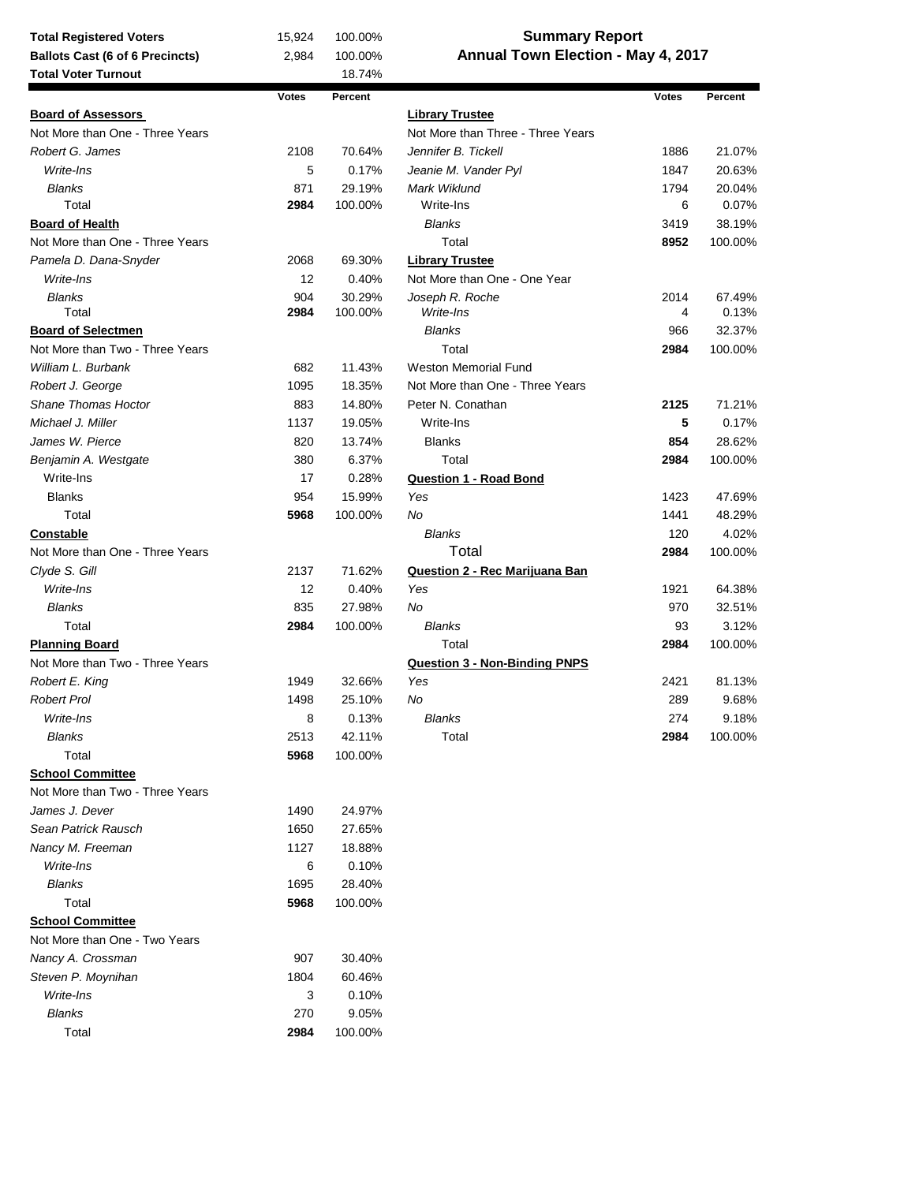| | | |
|---|---|---|
| **Total Registered Voters** | 15,924 | 100.00% |
| **Ballots Cast (6 of 6 Precincts)** | 2,984 | 100.00% |
| **Total Voter Turnout** | | 18.74% |

# Summary Report
## Annual Town Election - May 4, 2017

| | Votes | Percent |
|---|---|---|
| **Board of Assessors** | | |
| Not More than One - Three Years | | |
| *Robert G. James* | 2108 | 70.64% |
| *Write-Ins* | 5 | 0.17% |
| *Blanks* | 871 | 29.19% |
| Total | **2984** | 100.00% |
| **Board of Health** | | |
| Not More than One - Three Years | | |
| *Pamela D. Dana-Snyder* | 2068 | 69.30% |
| *Write-Ins* | 12 | 0.40% |
| *Blanks* | 904 | 30.29% |
| Total | **2984** | 100.00% |
| **Board of Selectmen** | | |
| Not More than Two - Three Years | | |
| *William L. Burbank* | 682 | 11.43% |
| *Robert J. George* | 1095 | 18.35% |
| *Shane Thomas Hoctor* | 883 | 14.80% |
| *Michael J. Miller* | 1137 | 19.05% |
| *James W. Pierce* | 820 | 13.74% |
| *Benjamin A. Westgate* | 380 | 6.37% |
| Write-Ins | 17 | 0.28% |
| Blanks | 954 | 15.99% |
| Total | **5968** | 100.00% |
| **Constable** | | |
| Not More than One - Three Years | | |
| *Clyde S. Gill* | 2137 | 71.62% |
| *Write-Ins* | 12 | 0.40% |
| *Blanks* | 835 | 27.98% |
| Total | **2984** | 100.00% |
| **Planning Board** | | |
| Not More than Two - Three Years | | |
| *Robert E. King* | 1949 | 32.66% |
| *Robert Prol* | 1498 | 25.10% |
| *Write-Ins* | 8 | 0.13% |
| *Blanks* | 2513 | 42.11% |
| Total | **5968** | 100.00% |
| **School Committee** | | |
| Not More than Two - Three Years | | |
| *James J. Dever* | 1490 | 24.97% |
| *Sean Patrick Rausch* | 1650 | 27.65% |
| *Nancy M. Freeman* | 1127 | 18.88% |
| *Write-Ins* | 6 | 0.10% |
| *Blanks* | 1695 | 28.40% |
| Total | **5968** | 100.00% |
| **School Committee** | | |
| Not More than One - Two Years | | |
| *Nancy A. Crossman* | 907 | 30.40% |
| *Steven P. Moynihan* | 1804 | 60.46% |
| *Write-Ins* | 3 | 0.10% |
| *Blanks* | 270 | 9.05% |
| Total | **2984** | 100.00% |
| **Library Trustee** | | |
| Not More than Three - Three Years | | |
| *Jennifer B. Tickell* | 1886 | 21.07% |
| *Jeanie M. Vander Pyl* | 1847 | 20.63% |
| *Mark Wiklund* | 1794 | 20.04% |
| Write-Ins | 6 | 0.07% |
| *Blanks* | 3419 | 38.19% |
| Total | **8952** | 100.00% |
| **Library Trustee** | | |
| Not More than One - One Year | | |
| *Joseph R. Roche* | 2014 | 67.49% |
| *Write-Ins* | 4 | 0.13% |
| *Blanks* | 966 | 32.37% |
| Total | **2984** | 100.00% |
| Weston Memorial Fund | | |
| Not More than One - Three Years | | |
| Peter N. Conathan | **2125** | 71.21% |
| Write-Ins | **5** | 0.17% |
| Blanks | **854** | 28.62% |
| Total | **2984** | 100.00% |
| **Question 1 - Road Bond** | | |
| *Yes* | 1423 | 47.69% |
| *No* | 1441 | 48.29% |
| *Blanks* | 120 | 4.02% |
| Total | **2984** | 100.00% |
| **Question 2 - Rec Marijuana Ban** | | |
| *Yes* | 1921 | 64.38% |
| *No* | 970 | 32.51% |
| *Blanks* | 93 | 3.12% |
| Total | **2984** | 100.00% |
| **Question 3 - Non-Binding PNPS** | | |
| *Yes* | 2421 | 81.13% |
| *No* | 289 | 9.68% |
| *Blanks* | 274 | 9.18% |
| Total | **2984** | 100.00% |